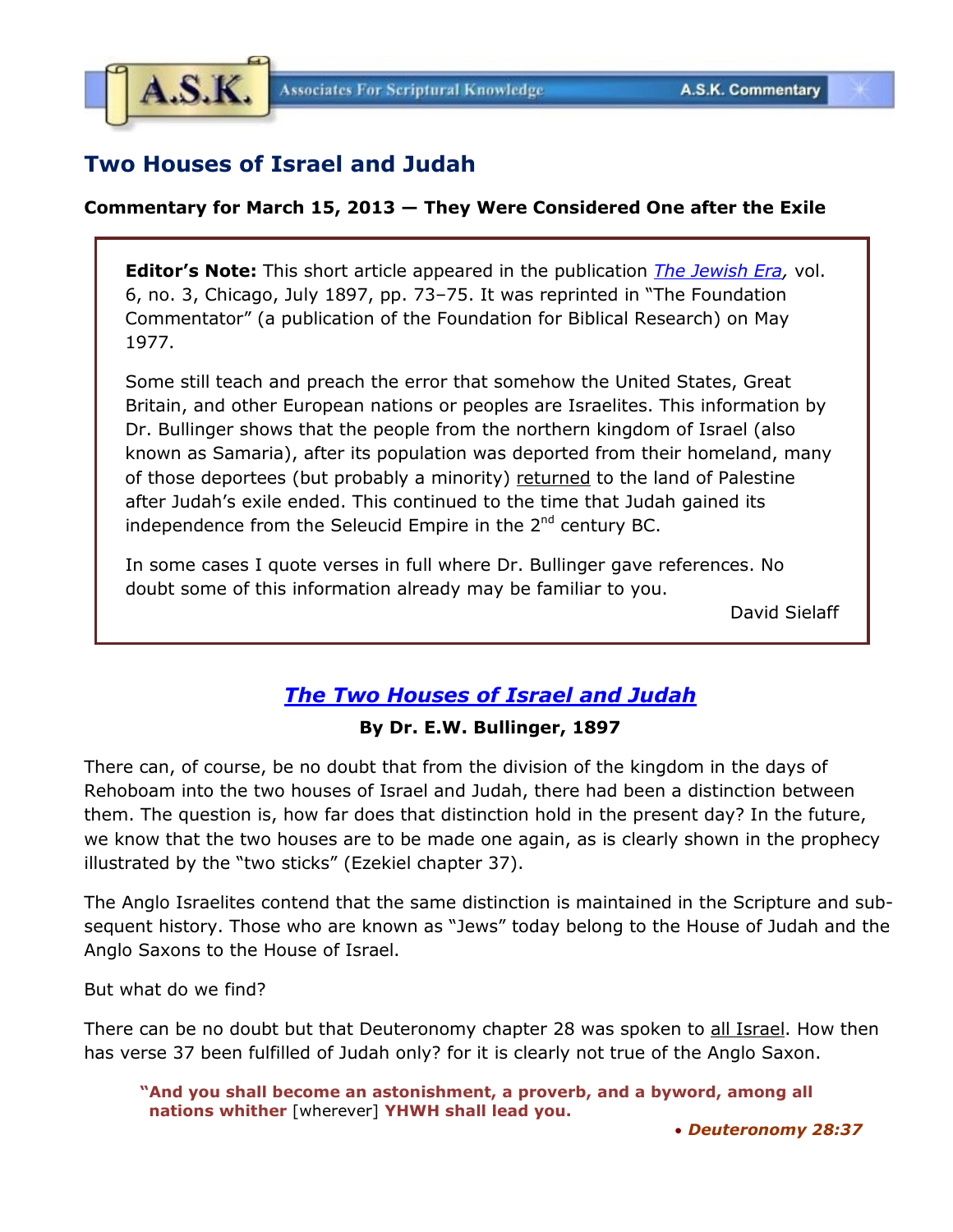A.S.K. Associates For Scriptural Knowledge — A.S.K. Commentary

# Two Houses of Israel and Judah

**Commentary for March 15, 2013 — They Were Considered One after the Exile**

> **Editor's Note:** This short article appeared in the publication *The Jewish Era*, vol. 6, no. 3, Chicago, July 1897, pp. 73–75. It was reprinted in "The Foundation Commentator" (a publication of the Foundation for Biblical Research) on May 1977.
>
> Some still teach and preach the error that somehow the United States, Great Britain, and other European nations or peoples are Israelites. This information by Dr. Bullinger shows that the people from the northern kingdom of Israel (also known as Samaria), after its population was deported from their homeland, many of those deportees (but probably a minority) returned to the land of Palestine after Judah's exile ended. This continued to the time that Judah gained its independence from the Seleucid Empire in the 2nd century BC.
>
> In some cases I quote verses in full where Dr. Bullinger gave references. No doubt some of this information already may be familiar to you.
>
> David Sielaff

## *The Two Houses of Israel and Judah*

**By Dr. E.W. Bullinger, 1897**

There can, of course, be no doubt that from the division of the kingdom in the days of Rehoboam into the two houses of Israel and Judah, there had been a distinction between them. The question is, how far does that distinction hold in the present day? In the future, we know that the two houses are to be made one again, as is clearly shown in the prophecy illustrated by the "two sticks" (Ezekiel chapter 37).

The Anglo Israelites contend that the same distinction is maintained in the Scripture and subsequent history. Those who are known as "Jews" today belong to the House of Judah and the Anglo Saxons to the House of Israel.

But what do we find?

There can be no doubt but that Deuteronomy chapter 28 was spoken to all Israel. How then has verse 37 been fulfilled of Judah only? for it is clearly not true of the Anglo Saxon.

> **"And you shall become an astonishment, a proverb, and a byword, among all nations whither** [wherever] **YHWH shall lead you.**
>
> • ***Deuteronomy 28:37***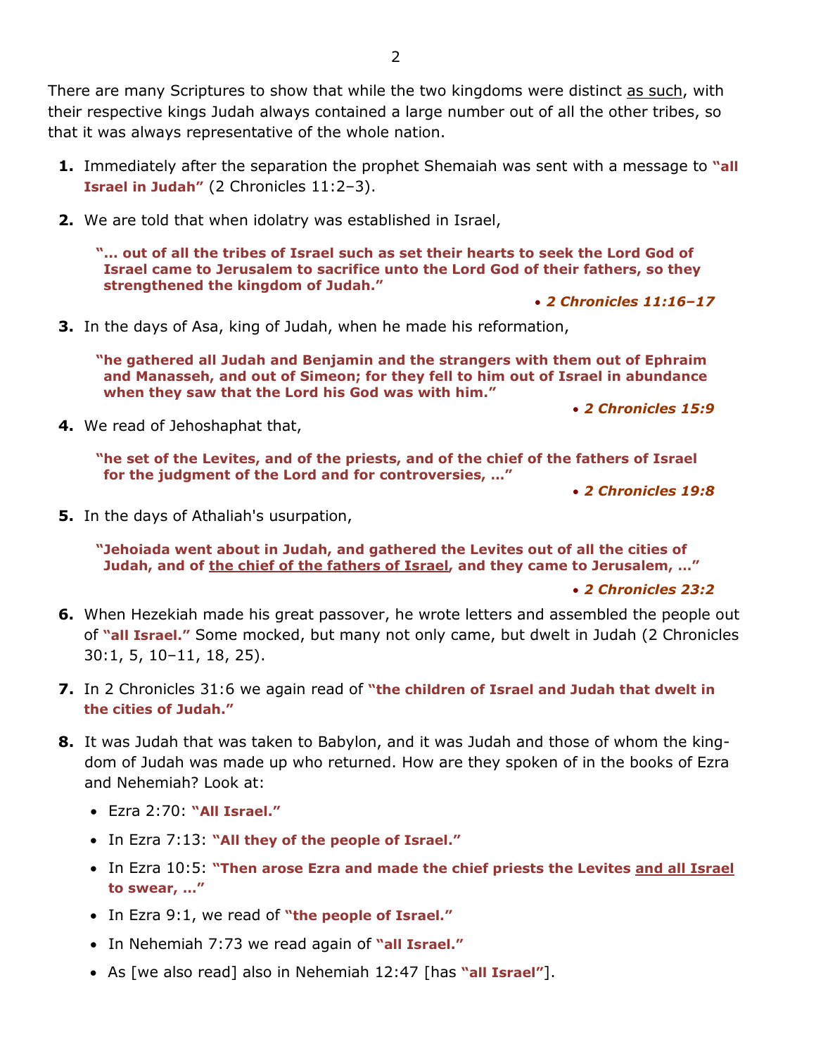There are many Scriptures to show that while the two kingdoms were distinct <u>as such</u>, with their respective kings Judah always contained a large number out of all the other tribes, so that it was always representative of the whole nation.

1. Immediately after the separation the prophet Shemaiah was sent with a message to **"all Israel in Judah"** (2 Chronicles 11:2–3).

2. We are told that when idolatry was established in Israel,

   > **"... out of all the tribes of Israel such as set their hearts to seek the Lord God of Israel came to Jerusalem to sacrifice unto the Lord God of their fathers, so they strengthened the kingdom of Judah."**
   >
   > • ***2 Chronicles 11:16–17***

3. In the days of Asa, king of Judah, when he made his reformation,

   > **"he gathered all Judah and Benjamin and the strangers with them out of Ephraim and Manasseh, and out of Simeon; for they fell to him out of Israel in abundance when they saw that the Lord his God was with him."**
   >
   > • ***2 Chronicles 15:9***

4. We read of Jehoshaphat that,

   > **"he set of the Levites, and of the priests, and of the chief of the fathers of Israel for the judgment of the Lord and for controversies, ..."**
   >
   > • ***2 Chronicles 19:8***

5. In the days of Athaliah's usurpation,

   > **"Jehoiada went about in Judah, and gathered the Levites out of all the cities of Judah, and of <u>the chief of the fathers of Israel</u>, and they came to Jerusalem, ..."**
   >
   > • ***2 Chronicles 23:2***

6. When Hezekiah made his great passover, he wrote letters and assembled the people out of **"all Israel."** Some mocked, but many not only came, but dwelt in Judah (2 Chronicles 30:1, 5, 10–11, 18, 25).

7. In 2 Chronicles 31:6 we again read of **"the children of Israel and Judah that dwelt in the cities of Judah."**

8. It was Judah that was taken to Babylon, and it was Judah and those of whom the kingdom of Judah was made up who returned. How are they spoken of in the books of Ezra and Nehemiah? Look at:

   - Ezra 2:70: **"All Israel."**
   - In Ezra 7:13: **"All they of the people of Israel."**
   - In Ezra 10:5: **"Then arose Ezra and made the chief priests the Levites <u>and all Israel</u> to swear, ..."**
   - In Ezra 9:1, we read of **"the people of Israel."**
   - In Nehemiah 7:73 we read again of **"all Israel."**
   - As [we also read] also in Nehemiah 12:47 [has **"all Israel"**].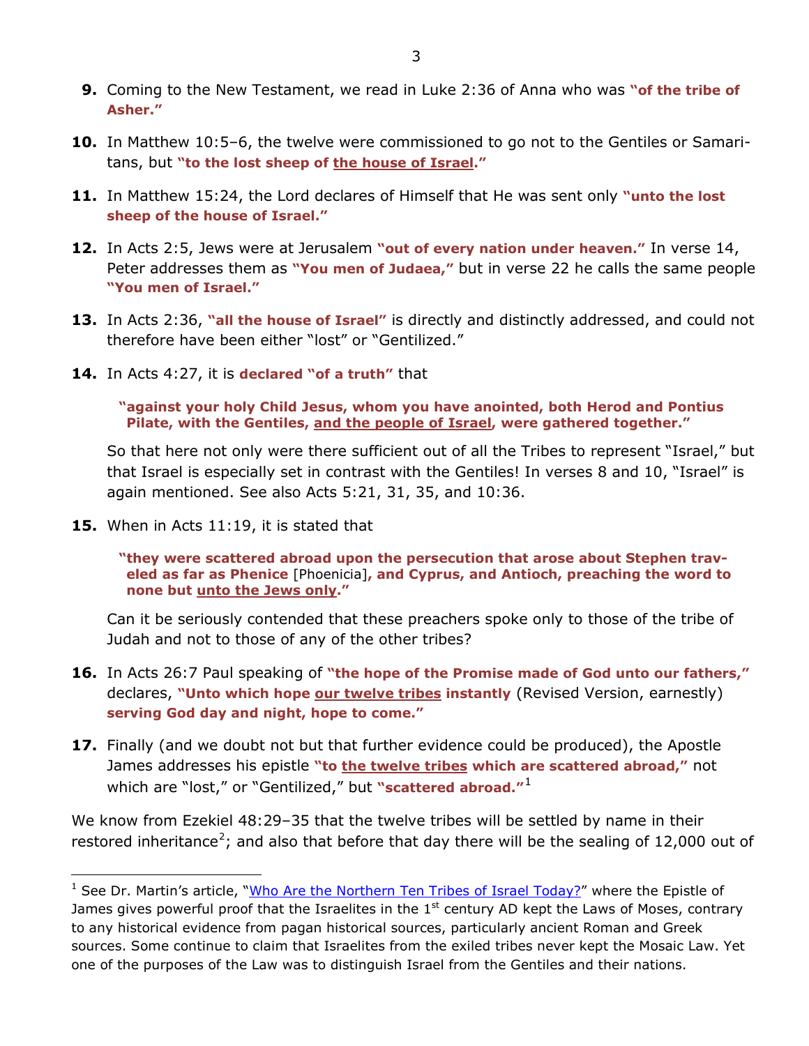9. Coming to the New Testament, we read in Luke 2:36 of Anna who was **"of the tribe of Asher."**

10. In Matthew 10:5–6, the twelve were commissioned to go not to the Gentiles or Samaritans, but **"to the lost sheep of <u>the house of Israel</u>."**

11. In Matthew 15:24, the Lord declares of Himself that He was sent only **"unto the lost sheep of the house of Israel."**

12. In Acts 2:5, Jews were at Jerusalem **"out of every nation under heaven."** In verse 14, Peter addresses them as **"You men of Judaea,"** but in verse 22 he calls the same people **"You men of Israel."**

13. In Acts 2:36, **"all the house of Israel"** is directly and distinctly addressed, and could not therefore have been either "lost" or "Gentilized."

14. In Acts 4:27, it is **declared "of a truth"** that

    > **"against your holy Child Jesus, whom you have anointed, both Herod and Pontius Pilate, with the Gentiles, <u>and the people of Israel</u>, were gathered together."**

    So that here not only were there sufficient out of all the Tribes to represent "Israel," but that Israel is especially set in contrast with the Gentiles! In verses 8 and 10, "Israel" is again mentioned. See also Acts 5:21, 31, 35, and 10:36.

15. When in Acts 11:19, it is stated that

    > **"they were scattered abroad upon the persecution that arose about Stephen traveled as far as Phenice** [Phoenicia]**, and Cyprus, and Antioch, preaching the word to none but <u>unto the Jews only</u>."**

    Can it be seriously contended that these preachers spoke only to those of the tribe of Judah and not to those of any of the other tribes?

16. In Acts 26:7 Paul speaking of **"the hope of the Promise made of God unto our fathers,"** declares, **"Unto which hope <u>our twelve tribes</u> instantly** (Revised Version, earnestly) **serving God day and night, hope to come."**

17. Finally (and we doubt not but that further evidence could be produced), the Apostle James addresses his epistle **"to <u>the twelve tribes</u> which are scattered abroad,"** not which are "lost," or "Gentilized," but **"scattered abroad."**[1]

We know from Ezekiel 48:29–35 that the twelve tribes will be settled by name in their restored inheritance[2]; and also that before that day there will be the sealing of 12,000 out of

---

[1] See Dr. Martin's article, "Who Are the Northern Ten Tribes of Israel Today?" where the Epistle of James gives powerful proof that the Israelites in the 1st century AD kept the Laws of Moses, contrary to any historical evidence from pagan historical sources, particularly ancient Roman and Greek sources. Some continue to claim that Israelites from the exiled tribes never kept the Mosaic Law. Yet one of the purposes of the Law was to distinguish Israel from the Gentiles and their nations.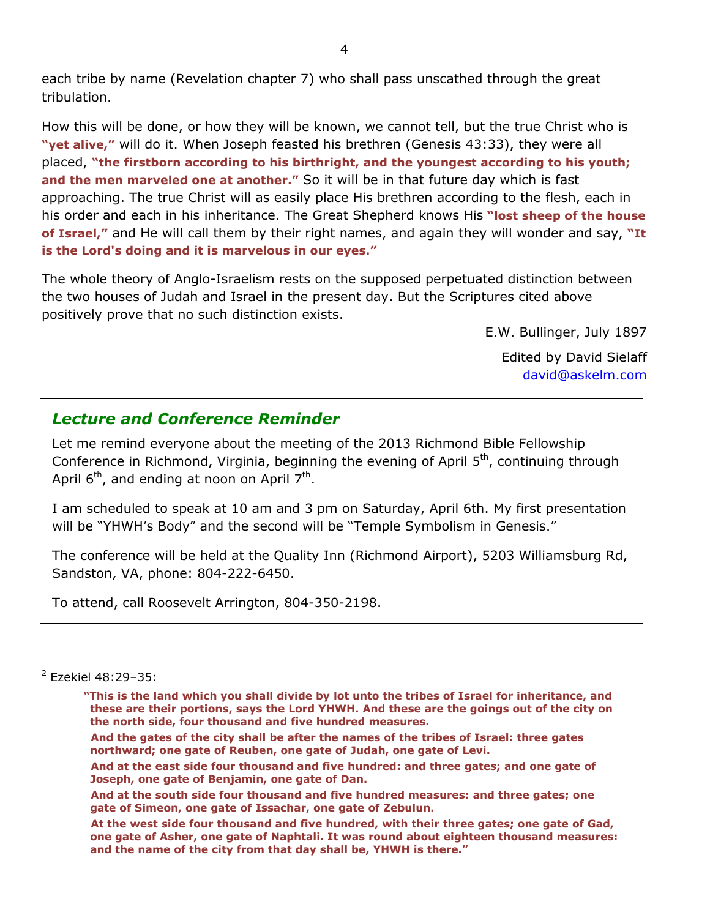each tribe by name (Revelation chapter 7) who shall pass unscathed through the great tribulation.

How this will be done, or how they will be known, we cannot tell, but the true Christ who is **"yet alive,"** will do it. When Joseph feasted his brethren (Genesis 43:33), they were all placed, **"the firstborn according to his birthright, and the youngest according to his youth; and the men marveled one at another."** So it will be in that future day which is fast approaching. The true Christ will as easily place His brethren according to the flesh, each in his order and each in his inheritance. The Great Shepherd knows His **"lost sheep of the house of Israel,"** and He will call them by their right names, and again they will wonder and say, **"It is the Lord's doing and it is marvelous in our eyes."**

The whole theory of Anglo-Israelism rests on the supposed perpetuated distinction between the two houses of Judah and Israel in the present day. But the Scriptures cited above positively prove that no such distinction exists.

E.W. Bullinger, July 1897

Edited by David Sielaff
david@askelm.com

## *Lecture and Conference Reminder*

Let me remind everyone about the meeting of the 2013 Richmond Bible Fellowship Conference in Richmond, Virginia, beginning the evening of April 5th, continuing through April 6th, and ending at noon on April 7th.

I am scheduled to speak at 10 am and 3 pm on Saturday, April 6th. My first presentation will be "YHWH's Body" and the second will be "Temple Symbolism in Genesis."

The conference will be held at the Quality Inn (Richmond Airport), 5203 Williamsburg Rd, Sandston, VA, phone: 804-222-6450.

To attend, call Roosevelt Arrington, 804-350-2198.

---

[2] Ezekiel 48:29–35:

> **"This is the land which you shall divide by lot unto the tribes of Israel for inheritance, and these are their portions, says the Lord YHWH. And these are the goings out of the city on the north side, four thousand and five hundred measures.**
>
> **And the gates of the city shall be after the names of the tribes of Israel: three gates northward; one gate of Reuben, one gate of Judah, one gate of Levi.**
>
> **And at the east side four thousand and five hundred: and three gates; and one gate of Joseph, one gate of Benjamin, one gate of Dan.**
>
> **And at the south side four thousand and five hundred measures: and three gates; one gate of Simeon, one gate of Issachar, one gate of Zebulun.**
>
> **At the west side four thousand and five hundred, with their three gates; one gate of Gad, one gate of Asher, one gate of Naphtali. It was round about eighteen thousand measures: and the name of the city from that day shall be, YHWH is there."**